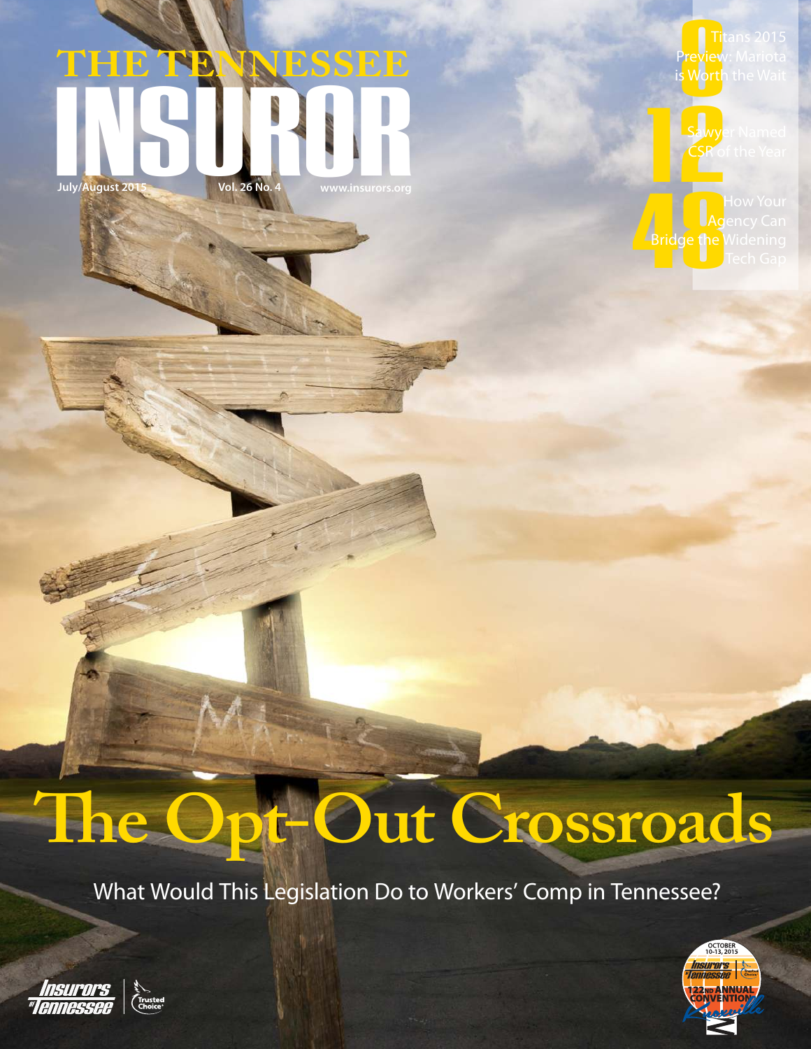# THE TENNESSEE INSUROR

July/August 2015 Vol. 26 No. 4 www.insurors.org

**8** Titans 2015 Preview: Mariota is Worth the Wait

**12** Sawyer Named CSR of the Year

**48** How Your Agency Can Bridge the Widening Tech Gap

# The Opt-Out Crossroads

What Would This Legislation Do to Workers' Comp in Tennessee?

Insurors of Tennessee | Trusted Choice

OCTOBER 10-13, 2015
Insurors of Tennessee | Trusted Choice
122ND ANNUAL CONVENTION
Knoxville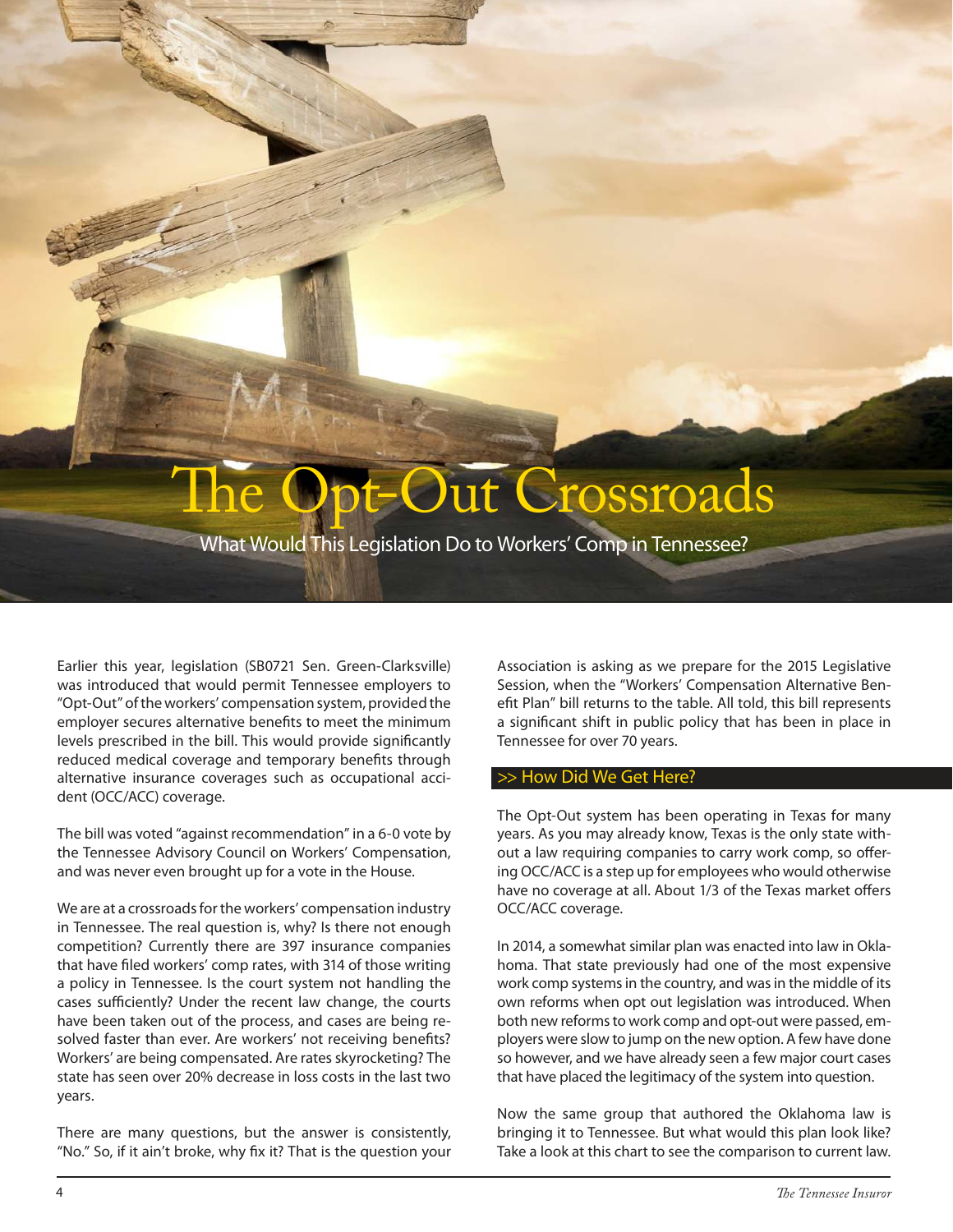# The Opt-Out Crossroads

## What Would This Legislation Do to Workers' Comp in Tennessee?

Earlier this year, legislation (SB0721 Sen. Green-Clarksville) was introduced that would permit Tennessee employers to "Opt-Out" of the workers' compensation system, provided the employer secures alternative benefits to meet the minimum levels prescribed in the bill. This would provide significantly reduced medical coverage and temporary benefits through alternative insurance coverages such as occupational accident (OCC/ACC) coverage.

The bill was voted "against recommendation" in a 6-0 vote by the Tennessee Advisory Council on Workers' Compensation, and was never even brought up for a vote in the House.

We are at a crossroads for the workers' compensation industry in Tennessee. The real question is, why? Is there not enough competition? Currently there are 397 insurance companies that have filed workers' comp rates, with 314 of those writing a policy in Tennessee. Is the court system not handling the cases sufficiently? Under the recent law change, the courts have been taken out of the process, and cases are being resolved faster than ever. Are workers' not receiving benefits? Workers' are being compensated. Are rates skyrocketing? The state has seen over 20% decrease in loss costs in the last two years.

There are many questions, but the answer is consistently, "No." So, if it ain't broke, why fix it? That is the question your Association is asking as we prepare for the 2015 Legislative Session, when the "Workers' Compensation Alternative Benefit Plan" bill returns to the table. All told, this bill represents a significant shift in public policy that has been in place in Tennessee for over 70 years.

### >> How Did We Get Here?

The Opt-Out system has been operating in Texas for many years. As you may already know, Texas is the only state without a law requiring companies to carry work comp, so offering OCC/ACC is a step up for employees who would otherwise have no coverage at all. About 1/3 of the Texas market offers OCC/ACC coverage.

In 2014, a somewhat similar plan was enacted into law in Oklahoma. That state previously had one of the most expensive work comp systems in the country, and was in the middle of its own reforms when opt out legislation was introduced. When both new reforms to work comp and opt-out were passed, employers were slow to jump on the new option. A few have done so however, and we have already seen a few major court cases that have placed the legitimacy of the system into question.

Now the same group that authored the Oklahoma law is bringing it to Tennessee. But what would this plan look like? Take a look at this chart to see the comparison to current law.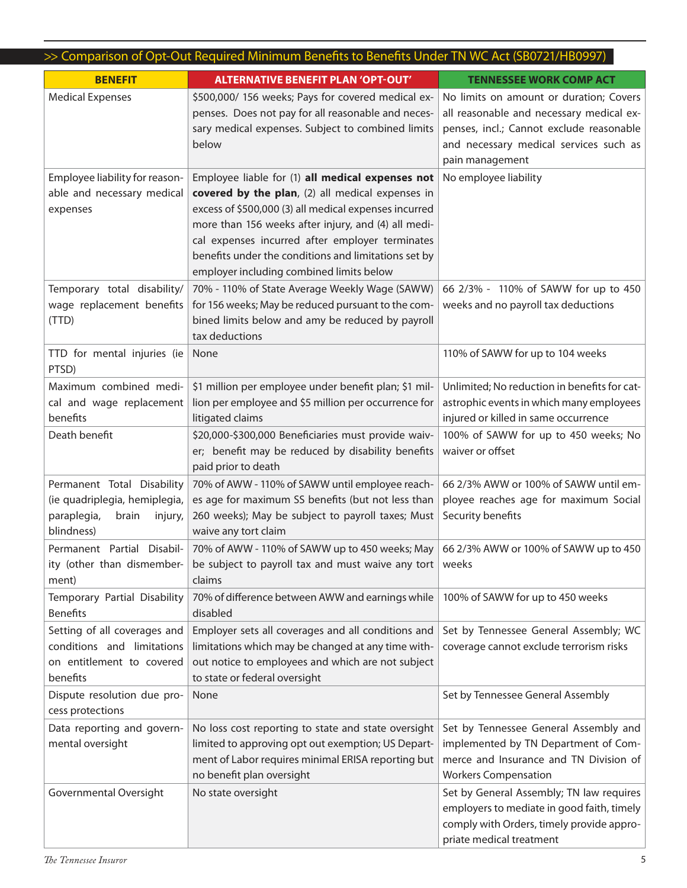## >> Comparison of Opt-Out Required Minimum Benefits to Benefits Under TN WC Act (SB0721/HB0997)

| BENEFIT | ALTERNATIVE BENEFIT PLAN 'OPT-OUT' | TENNESSEE WORK COMP ACT |
|---|---|---|
| Medical Expenses | $500,000/ 156 weeks; Pays for covered medical expenses. Does not pay for all reasonable and necessary medical expenses. Subject to combined limits below | No limits on amount or duration; Covers all reasonable and necessary medical expenses, incl.; Cannot exclude reasonable and necessary medical services such as pain management |
| Employee liability for reasonable and necessary medical expenses | Employee liable for (1) **all medical expenses not covered by the plan**, (2) all medical expenses in excess of $500,000 (3) all medical expenses incurred more than 156 weeks after injury, and (4) all medical expenses incurred after employer terminates benefits under the conditions and limitations set by employer including combined limits below | No employee liability |
| Temporary total disability/ wage replacement benefits (TTD) | 70% - 110% of State Average Weekly Wage (SAWW) for 156 weeks; May be reduced pursuant to the combined limits below and amy be reduced by payroll tax deductions | 66 2/3% - 110% of SAWW for up to 450 weeks and no payroll tax deductions |
| TTD for mental injuries (ie PTSD) | None | 110% of SAWW for up to 104 weeks |
| Maximum combined medical and wage replacement benefits | $1 million per employee under benefit plan; $1 million per employee and $5 million per occurrence for litigated claims | Unlimited; No reduction in benefits for catastrophic events in which many employees injured or killed in same occurrence |
| Death benefit | $20,000-$300,000 Beneficiaries must provide waiver; benefit may be reduced by disability benefits paid prior to death | 100% of SAWW for up to 450 weeks; No waiver or offset |
| Permanent Total Disability (ie quadriplegia, hemiplegia, paraplegia, brain injury, blindness) | 70% of AWW - 110% of SAWW until employee reaches age for maximum SS benefits (but not less than 260 weeks); May be subject to payroll taxes; Must waive any tort claim | 66 2/3% AWW or 100% of SAWW until employee reaches age for maximum Social Security benefits |
| Permanent Partial Disability (other than dismemberment) | 70% of AWW - 110% of SAWW up to 450 weeks; May be subject to payroll tax and must waive any tort claims | 66 2/3% AWW or 100% of SAWW up to 450 weeks |
| Temporary Partial Disability Benefits | 70% of difference between AWW and earnings while disabled | 100% of SAWW for up to 450 weeks |
| Setting of all coverages and conditions and limitations on entitlement to covered benefits | Employer sets all coverages and all conditions and limitations which may be changed at any time without notice to employees and which are not subject to state or federal oversight | Set by Tennessee General Assembly; WC coverage cannot exclude terrorism risks |
| Dispute resolution due process protections | None | Set by Tennessee General Assembly |
| Data reporting and governmental oversight | No loss cost reporting to state and state oversight limited to approving opt out exemption; US Department of Labor requires minimal ERISA reporting but no benefit plan oversight | Set by Tennessee General Assembly and implemented by TN Department of Commerce and Insurance and TN Division of Workers Compensation |
| Governmental Oversight | No state oversight | Set by General Assembly; TN law requires employers to mediate in good faith, timely comply with Orders, timely provide appropriate medical treatment |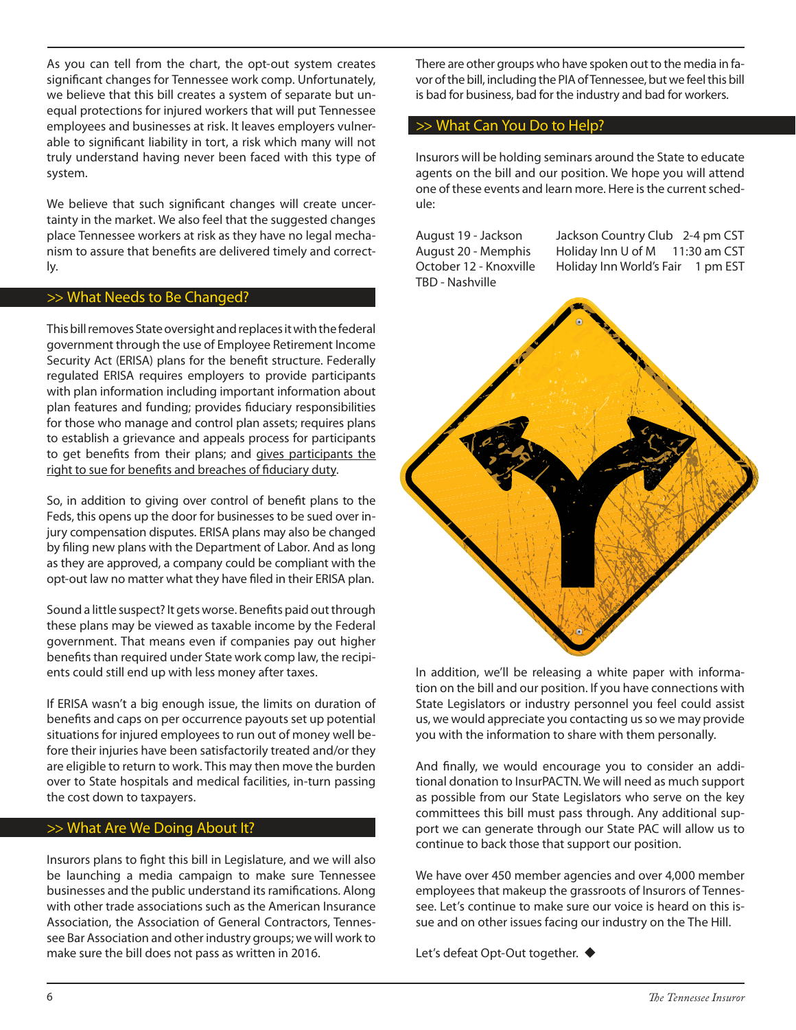As you can tell from the chart, the opt-out system creates significant changes for Tennessee work comp. Unfortunately, we believe that this bill creates a system of separate but unequal protections for injured workers that will put Tennessee employees and businesses at risk. It leaves employers vulnerable to significant liability in tort, a risk which many will not truly understand having never been faced with this type of system.

We believe that such significant changes will create uncertainty in the market. We also feel that the suggested changes place Tennessee workers at risk as they have no legal mechanism to assure that benefits are delivered timely and correctly.

## >> What Needs to Be Changed?

This bill removes State oversight and replaces it with the federal government through the use of Employee Retirement Income Security Act (ERISA) plans for the benefit structure. Federally regulated ERISA requires employers to provide participants with plan information including important information about plan features and funding; provides fiduciary responsibilities for those who manage and control plan assets; requires plans to establish a grievance and appeals process for participants to get benefits from their plans; and gives participants the right to sue for benefits and breaches of fiduciary duty.

So, in addition to giving over control of benefit plans to the Feds, this opens up the door for businesses to be sued over injury compensation disputes. ERISA plans may also be changed by filing new plans with the Department of Labor. And as long as they are approved, a company could be compliant with the opt-out law no matter what they have filed in their ERISA plan.

Sound a little suspect? It gets worse. Benefits paid out through these plans may be viewed as taxable income by the Federal government. That means even if companies pay out higher benefits than required under State work comp law, the recipients could still end up with less money after taxes.

If ERISA wasn't a big enough issue, the limits on duration of benefits and caps on per occurrence payouts set up potential situations for injured employees to run out of money well before their injuries have been satisfactorily treated and/or they are eligible to return to work. This may then move the burden over to State hospitals and medical facilities, in-turn passing the cost down to taxpayers.

## >> What Are We Doing About It?

Insurors plans to fight this bill in Legislature, and we will also be launching a media campaign to make sure Tennessee businesses and the public understand its ramifications. Along with other trade associations such as the American Insurance Association, the Association of General Contractors, Tennessee Bar Association and other industry groups; we will work to make sure the bill does not pass as written in 2016.

There are other groups who have spoken out to the media in favor of the bill, including the PIA of Tennessee, but we feel this bill is bad for business, bad for the industry and bad for workers.

## >> What Can You Do to Help?

Insurors will be holding seminars around the State to educate agents on the bill and our position. We hope you will attend one of these events and learn more. Here is the current schedule:

| | | |
|---|---|---|
| August 19 - Jackson | Jackson Country Club | 2-4 pm CST |
| August 20 - Memphis | Holiday Inn U of M | 11:30 am CST |
| October 12 - Knoxville | Holiday Inn World's Fair | 1 pm EST |
| TBD - Nashville | | |

In addition, we'll be releasing a white paper with information on the bill and our position. If you have connections with State Legislators or industry personnel you feel could assist us, we would appreciate you contacting us so we may provide you with the information to share with them personally.

And finally, we would encourage you to consider an additional donation to InsurPACTN. We will need as much support as possible from our State Legislators who serve on the key committees this bill must pass through. Any additional support we can generate through our State PAC will allow us to continue to back those that support our position.

We have over 450 member agencies and over 4,000 member employees that makeup the grassroots of Insurors of Tennessee. Let's continue to make sure our voice is heard on this issue and on other issues facing our industry on the The Hill.

Let's defeat Opt-Out together. ◆